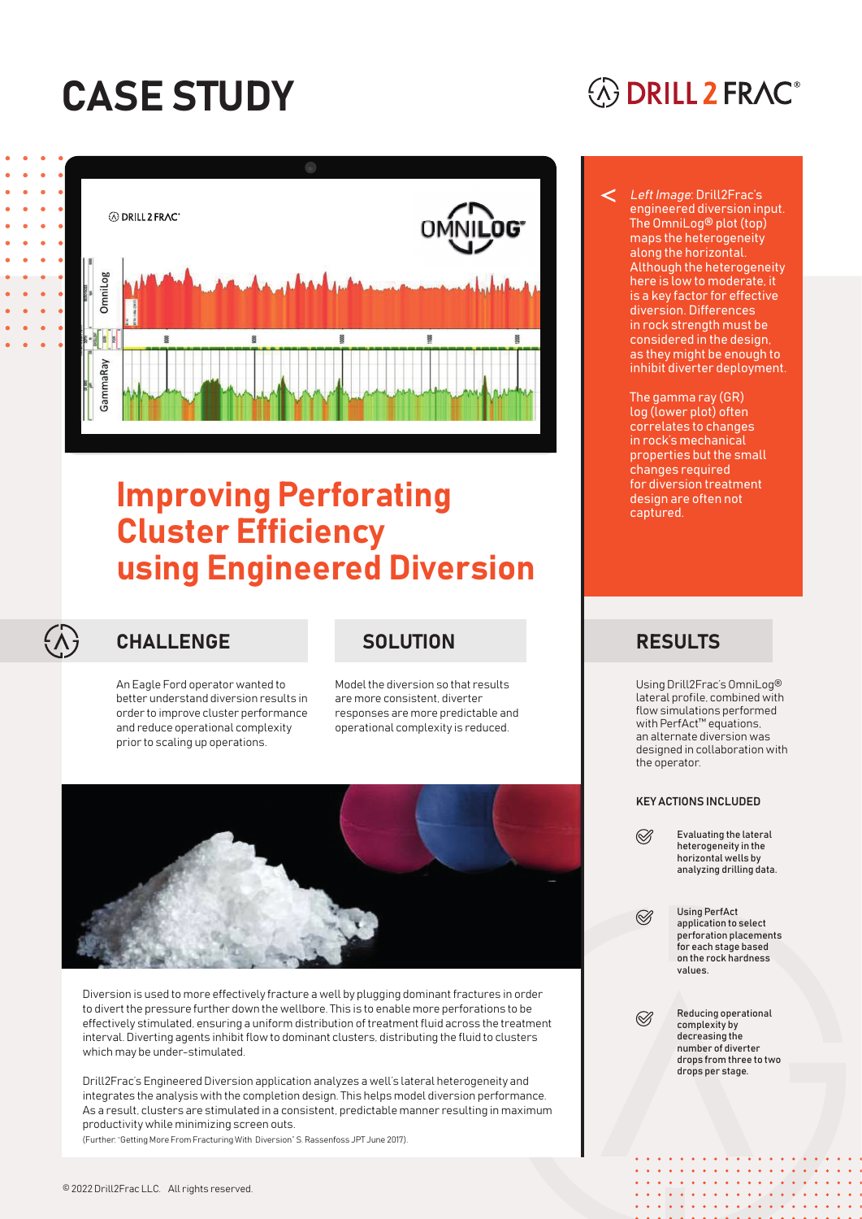# CASE STUDY

DRILL 2 FRAC®

# Improving Perforating Cluster Efficiency using Engineered Diversion

*Left Image*: Drill2Frac's engineered diversion input. The OmniLog® plot (top) maps the heterogeneity along the horizontal. Although the heterogeneity here is low to moderate, it is a key factor for effective diversion. Differences in rock strength must be considered in the design, as they might be enough to inhibit diverter deployment.

The gamma ray (GR) log (lower plot) often correlates to changes in rock's mechanical properties but the small changes required for diversion treatment design are often not captured.

## CHALLENGE

An Eagle Ford operator wanted to better understand diversion results in order to improve cluster performance and reduce operational complexity prior to scaling up operations.

## SOLUTION

Model the diversion so that results are more consistent, diverter responses are more predictable and operational complexity is reduced.

Diversion is used to more effectively fracture a well by plugging dominant fractures in order to divert the pressure further down the wellbore. This is to enable more perforations to be effectively stimulated, ensuring a uniform distribution of treatment fluid across the treatment interval. Diverting agents inhibit flow to dominant clusters, distributing the fluid to clusters which may be under-stimulated.

Drill2Frac's Engineered Diversion application analyzes a well's lateral heterogeneity and integrates the analysis with the completion design. This helps model diversion performance. As a result, clusters are stimulated in a consistent, predictable manner resulting in maximum productivity while minimizing screen outs.

(Further: "Getting More From Fracturing With Diversion" S. Rassenfoss JPT June 2017).

## RESULTS

Using Drill2Frac's OmniLog® lateral profile, combined with flow simulations performed with PerfAct™ equations, an alternate diversion was designed in collaboration with the operator.

### KEY ACTIONS INCLUDED

- Evaluating the lateral heterogeneity in the horizontal wells by analyzing drilling data.
- Using PerfAct application to select perforation placements for each stage based on the rock hardness values.
- Reducing operational complexity by decreasing the number of diverter drops from three to two drops per stage.

© 2022 Drill2Frac LLC. All rights reserved.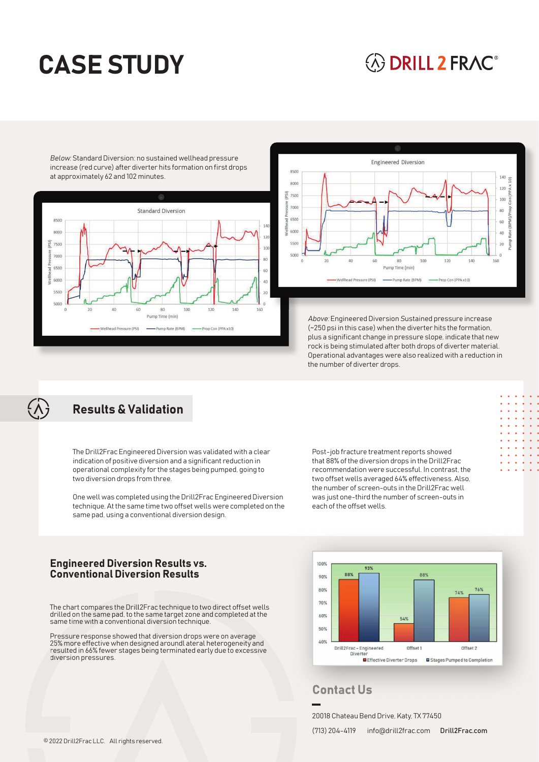# CASE STUDY

DRILL 2 FRAC®

*Below:* Standard Diversion: no sustained wellhead pressure increase (red curve) after diverter hits formation on first drops at approximately 62 and 102 minutes.

Standard Diversion

Wellhead Pressure (PSI)

8500
8000
7500
7000
6500
6000
5500
5000

140
120
100
80
60
40
20
0

0 20 40 60 80 100 120 140 160

Pump Time (min)

Wellhead Pressure (PSI) — Pump Rate (BPM) — Prop Con (PPA x10)

Engineered Diversion

Wellhead Pressure (PSI)

Pump Rate (BPM)/Prop Con (PPA x 10)

8500
8000
7500
7000
6500
6000
5500
5000

140
120
100
80
60
40
20
0

0 20 40 60 80 100 120 140 160

Pump Time (min)

Wellhead Pressure (PSI) — Pump Rate (BPM) — Prop Con (PPA x10)

*Above:* Engineered Diversion Sustained pressure increase (~250 psi in this case) when the diverter hits the formation, plus a significant change in pressure slope, indicate that new rock is being stimulated after both drops of diverter material. Operational advantages were also realized with a reduction in the number of diverter drops.

## Results & Validation

The Drill2Frac Engineered Diversion was validated with a clear indication of positive diversion and a significant reduction in operational complexity for the stages being pumped, going to two diversion drops from three.

One well was completed using the Drill2Frac Engineered Diversion technique. At the same time two offset wells were completed on the same pad, using a conventional diversion design.

Post-job fracture treatment reports showed that 88% of the diversion drops in the Drill2Frac recommendation were successful. In contrast, the two offset wells averaged 64% effectiveness. Also, the number of screen-outs in the Drill2Frac well was just one-third the number of screen-outs in each of the offset wells.

## Engineered Diversion Results vs. Conventional Diversion Results

The chart compares the Drill2Frac technique to two direct offset wells drilled on the same pad, to the same target zone and completed at the same time with a conventional diversion technique.

Pressure response showed that diversion drops were on average 25% more effective when designed aroundl ateral heterogeneity and resulted in 66% fewer stages being terminated early due to excessive diversion pressures.

100%
90%
80%
70%
60%
50%
40%

88% 93% 54% 88% 74% 76%

Drill2Frac - Engineered Diverter
Offset 1
Offset 2

Effective Diverter Drops
Stages Pumped to Completion

## Contact Us

20018 Chateau Bend Drive, Katy, TX 77450

(713) 204-4119 info@drill2frac.com **Drill2Frac.com**

© 2022 Drill2Frac LLC. All rights reserved.